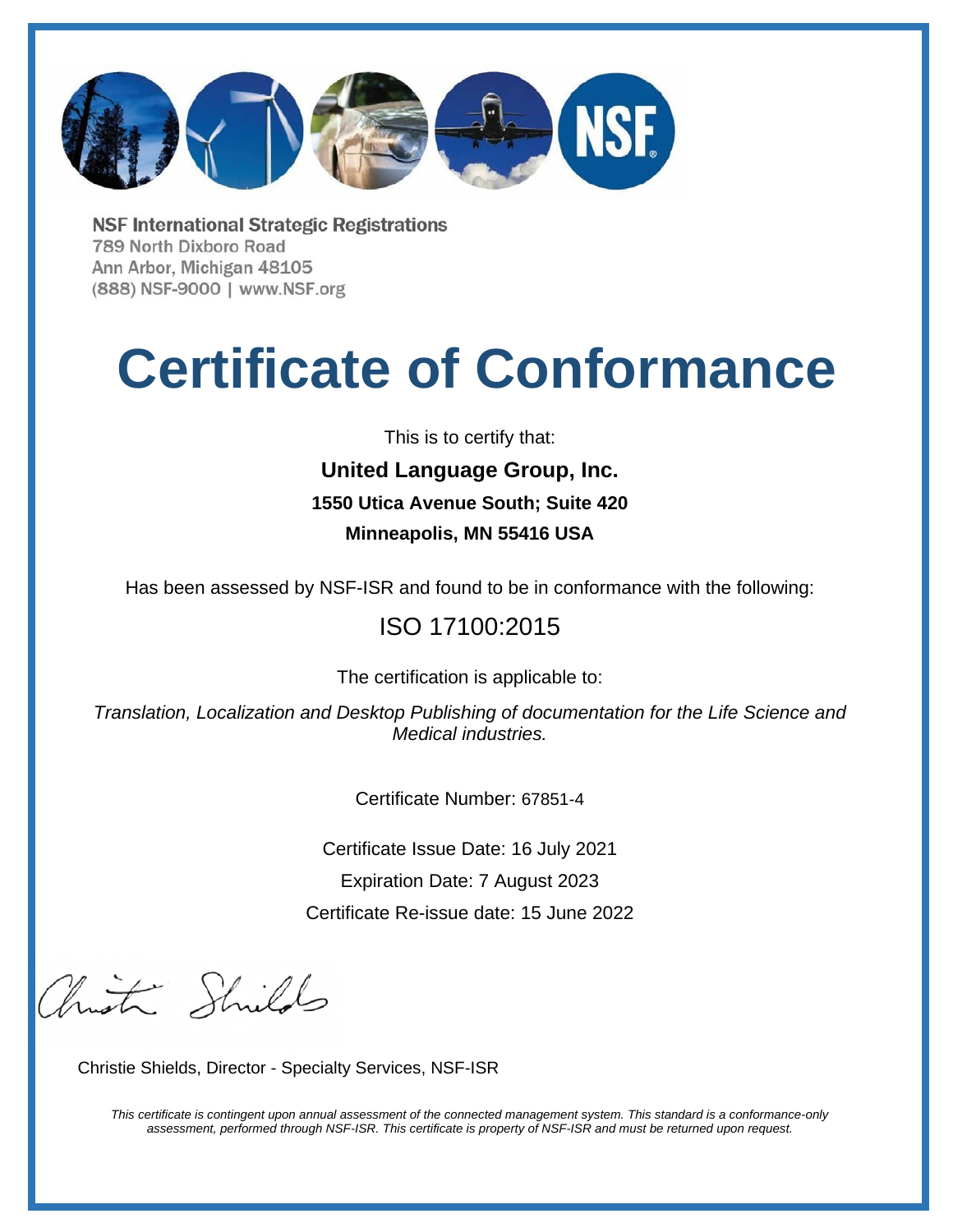**NSF International Strategic Registrations**
789 North Dixboro Road
Ann Arbor, Michigan 48105
(888) NSF-9000 | www.NSF.org

# Certificate of Conformance

This is to certify that:

**United Language Group, Inc.**

**1550 Utica Avenue South; Suite 420**

**Minneapolis, MN 55416 USA**

Has been assessed by NSF-ISR and found to be in conformance with the following:

ISO 17100:2015

The certification is applicable to:

*Translation, Localization and Desktop Publishing of documentation for the Life Science and Medical industries.*

Certificate Number: 67851-4

Certificate Issue Date: 16 July 2021

Expiration Date: 7 August 2023

Certificate Re-issue date: 15 June 2022

Christie Shields, Director - Specialty Services, NSF-ISR

*This certificate is contingent upon annual assessment of the connected management system. This standard is a conformance-only assessment, performed through NSF-ISR. This certificate is property of NSF-ISR and must be returned upon request.*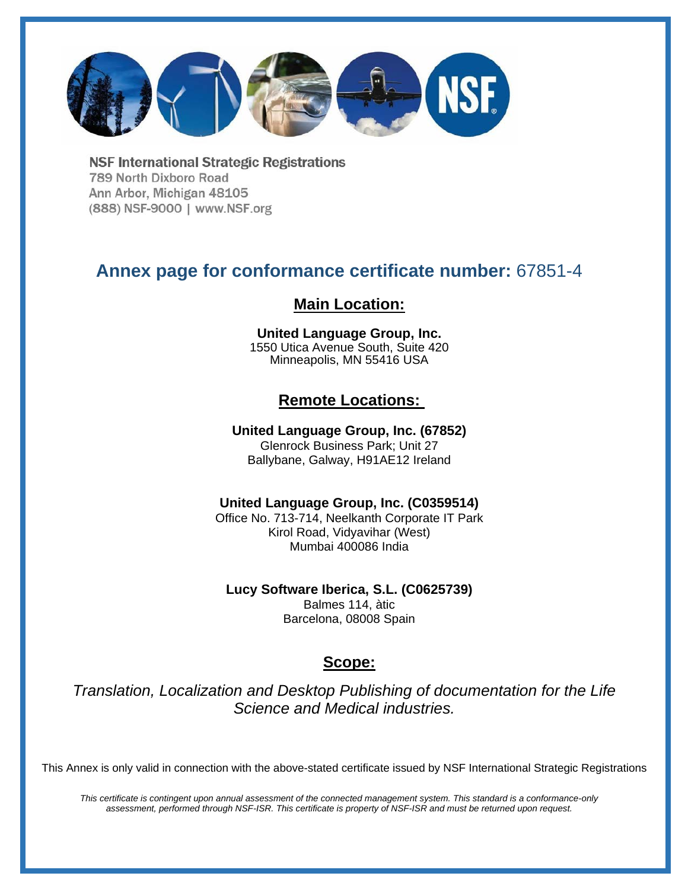**NSF International Strategic Registrations**
789 North Dixboro Road
Ann Arbor, Michigan 48105
(888) NSF-9000 | www.NSF.org

# Annex page for conformance certificate number: 67851-4

## Main Location:

**United Language Group, Inc.**
1550 Utica Avenue South, Suite 420
Minneapolis, MN 55416 USA

## Remote Locations:

**United Language Group, Inc. (67852)**
Glenrock Business Park; Unit 27
Ballybane, Galway, H91AE12 Ireland

**United Language Group, Inc. (C0359514)**
Office No. 713-714, Neelkanth Corporate IT Park
Kirol Road, Vidyavihar (West)
Mumbai 400086 India

**Lucy Software Iberica, S.L. (C0625739)**
Balmes 114, àtic
Barcelona, 08008 Spain

## Scope:

*Translation, Localization and Desktop Publishing of documentation for the Life Science and Medical industries.*

This Annex is only valid in connection with the above-stated certificate issued by NSF International Strategic Registrations

*This certificate is contingent upon annual assessment of the connected management system. This standard is a conformance-only assessment, performed through NSF-ISR. This certificate is property of NSF-ISR and must be returned upon request.*